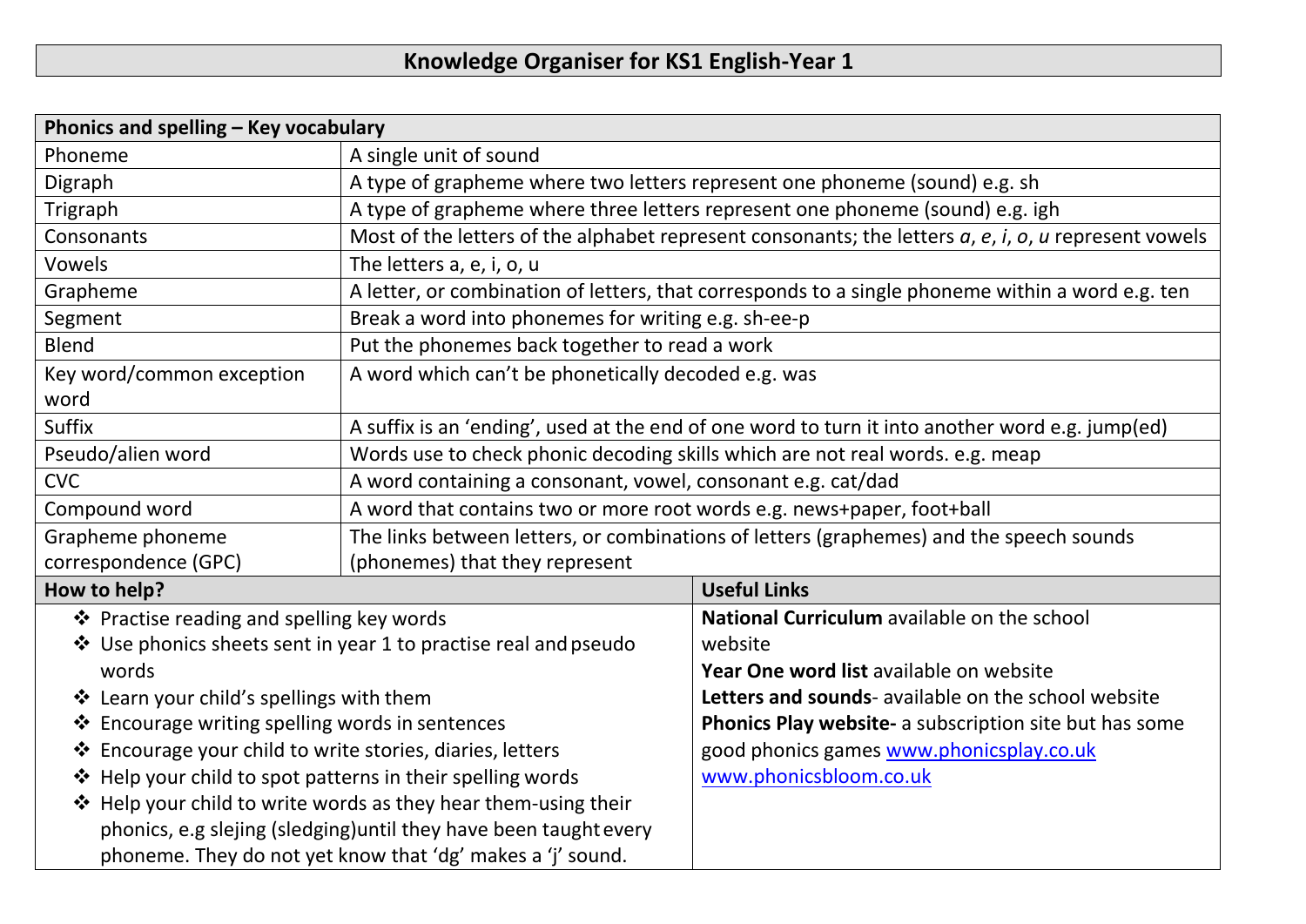# Knowledge Organiser for KS1 English-Year 1

| Phonics and spelling – Key vocabulary | |
|---|---|
| Phoneme | A single unit of sound |
| Digraph | A type of grapheme where two letters represent one phoneme (sound) e.g. sh |
| Trigraph | A type of grapheme where three letters represent one phoneme (sound) e.g. igh |
| Consonants | Most of the letters of the alphabet represent consonants; the letters *a*, *e*, *i*, *o*, *u* represent vowels |
| Vowels | The letters a, e, i, o, u |
| Grapheme | A letter, or combination of letters, that corresponds to a single phoneme within a word e.g. ten |
| Segment | Break a word into phonemes for writing e.g. sh-ee-p |
| Blend | Put the phonemes back together to read a work |
| Key word/common exception word | A word which can't be phonetically decoded e.g. was |
| Suffix | A suffix is an 'ending', used at the end of one word to turn it into another word e.g. jump(ed) |
| Pseudo/alien word | Words use to check phonic decoding skills which are not real words. e.g. meap |
| CVC | A word containing a consonant, vowel, consonant e.g. cat/dad |
| Compound word | A word that contains two or more root words e.g. news+paper, foot+ball |
| Grapheme phoneme correspondence (GPC) | The links between letters, or combinations of letters (graphemes) and the speech sounds (phonemes) that they represent |

## How to help?

- Practise reading and spelling key words
- Use phonics sheets sent in year 1 to practise real and pseudo words
- Learn your child's spellings with them
- Encourage writing spelling words in sentences
- Encourage your child to write stories, diaries, letters
- Help your child to spot patterns in their spelling words
- Help your child to write words as they hear them-using their phonics, e.g slejing (sledging)until they have been taught every phoneme. They do not yet know that 'dg' makes a 'j' sound.

## Useful Links

**National Curriculum** available on the school website

**Year One word list** available on website

**Letters and sounds**- available on the school website

**Phonics Play website-** a subscription site but has some good phonics games www.phonicsplay.co.uk

www.phonicsbloom.co.uk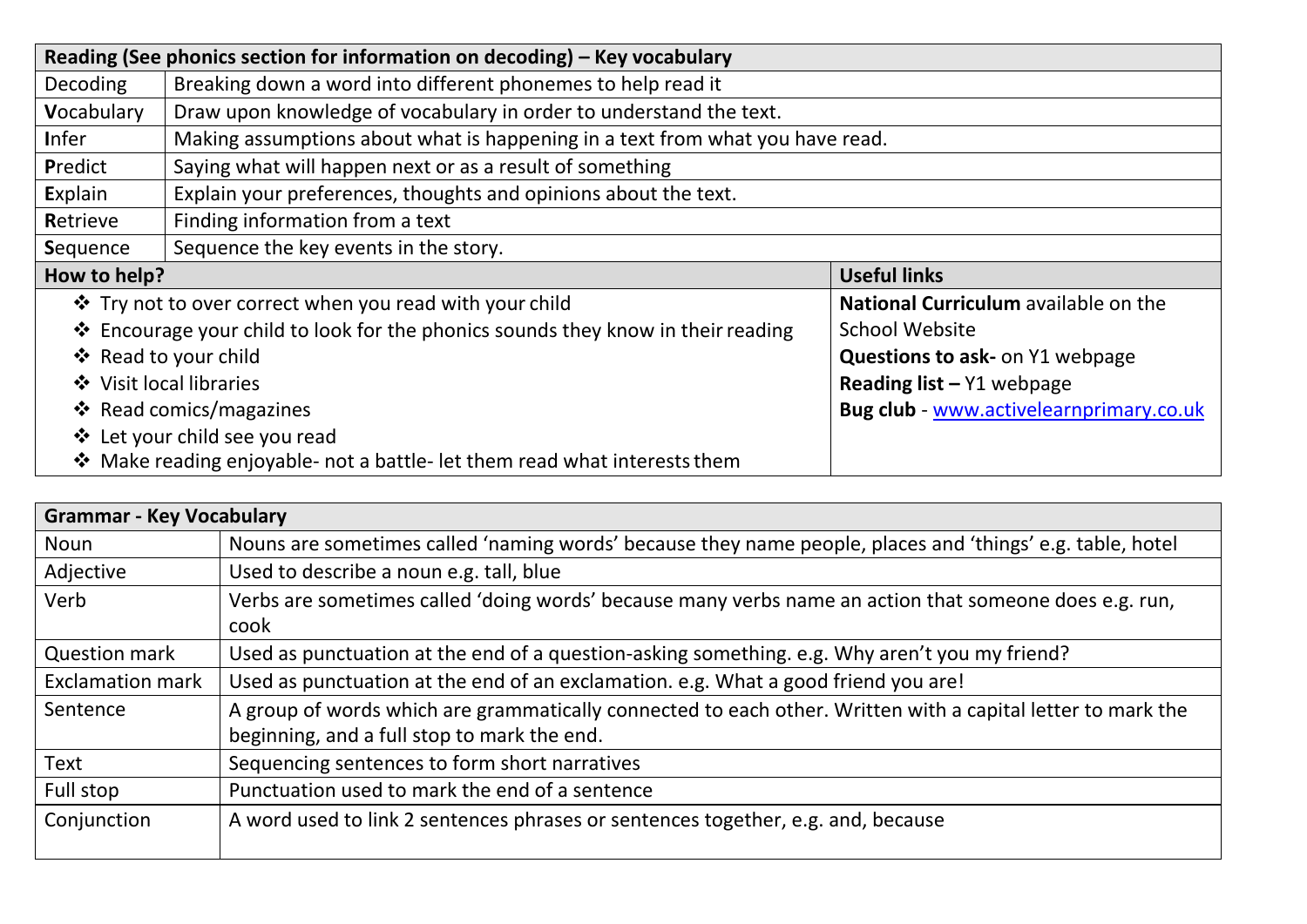| Reading (See phonics section for information on decoding) – Key vocabulary | |
|---|---|
| Decoding | Breaking down a word into different phonemes to help read it |
| **V**ocabulary | Draw upon knowledge of vocabulary in order to understand the text. |
| **I**nfer | Making assumptions about what is happening in a text from what you have read. |
| **P**redict | Saying what will happen next or as a result of something |
| **E**xplain | Explain your preferences, thoughts and opinions about the text. |
| **R**etrieve | Finding information from a text |
| **S**equence | Sequence the key events in the story. |

| How to help? | Useful links |
|---|---|
| ❖ Try not to over correct when you read with your child<br>❖ Encourage your child to look for the phonics sounds they know in their reading<br>❖ Read to your child<br>❖ Visit local libraries<br>❖ Read comics/magazines<br>❖ Let your child see you read<br>❖ Make reading enjoyable- not a battle- let them read what interests them | **National Curriculum** available on the School Website<br>**Questions to ask-** on Y1 webpage<br>**Reading list –** Y1 webpage<br>**Bug club** - www.activelearnprimary.co.uk |

| Grammar - Key Vocabulary | |
|---|---|
| Noun | Nouns are sometimes called 'naming words' because they name people, places and 'things' e.g. table, hotel |
| Adjective | Used to describe a noun e.g. tall, blue |
| Verb | Verbs are sometimes called 'doing words' because many verbs name an action that someone does e.g. run, cook |
| Question mark | Used as punctuation at the end of a question-asking something. e.g. Why aren't you my friend? |
| Exclamation mark | Used as punctuation at the end of an exclamation. e.g. What a good friend you are! |
| Sentence | A group of words which are grammatically connected to each other. Written with a capital letter to mark the beginning, and a full stop to mark the end. |
| Text | Sequencing sentences to form short narratives |
| Full stop | Punctuation used to mark the end of a sentence |
| Conjunction | A word used to link 2 sentences phrases or sentences together, e.g. and, because |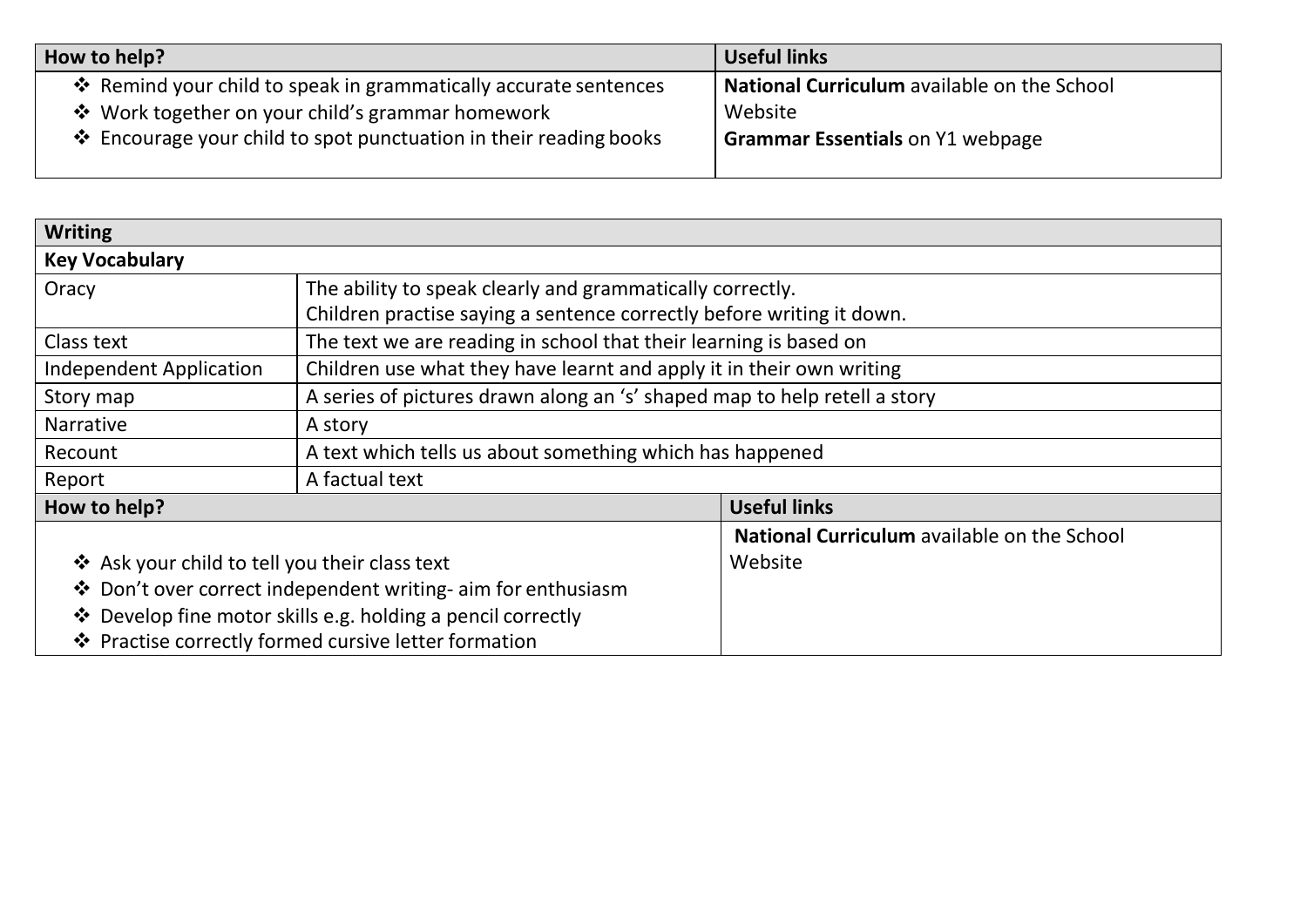| How to help? | Useful links |
|---|---|
| ❖ Remind your child to speak in grammatically accurate sentences<br>❖ Work together on your child's grammar homework<br>❖ Encourage your child to spot punctuation in their reading books | **National Curriculum** available on the School Website<br>**Grammar Essentials** on Y1 webpage |

| Writing | |
|---|---|
| **Key Vocabulary** | |
| Oracy | The ability to speak clearly and grammatically correctly.<br>Children practise saying a sentence correctly before writing it down. |
| Class text | The text we are reading in school that their learning is based on |
| Independent Application | Children use what they have learnt and apply it in their own writing |
| Story map | A series of pictures drawn along an 's' shaped map to help retell a story |
| Narrative | A story |
| Recount | A text which tells us about something which has happened |
| Report | A factual text |

| How to help? | Useful links |
|---|---|
| ❖ Ask your child to tell you their class text<br>❖ Don't over correct independent writing- aim for enthusiasm<br>❖ Develop fine motor skills e.g. holding a pencil correctly<br>❖ Practise correctly formed cursive letter formation | **National Curriculum** available on the School Website |